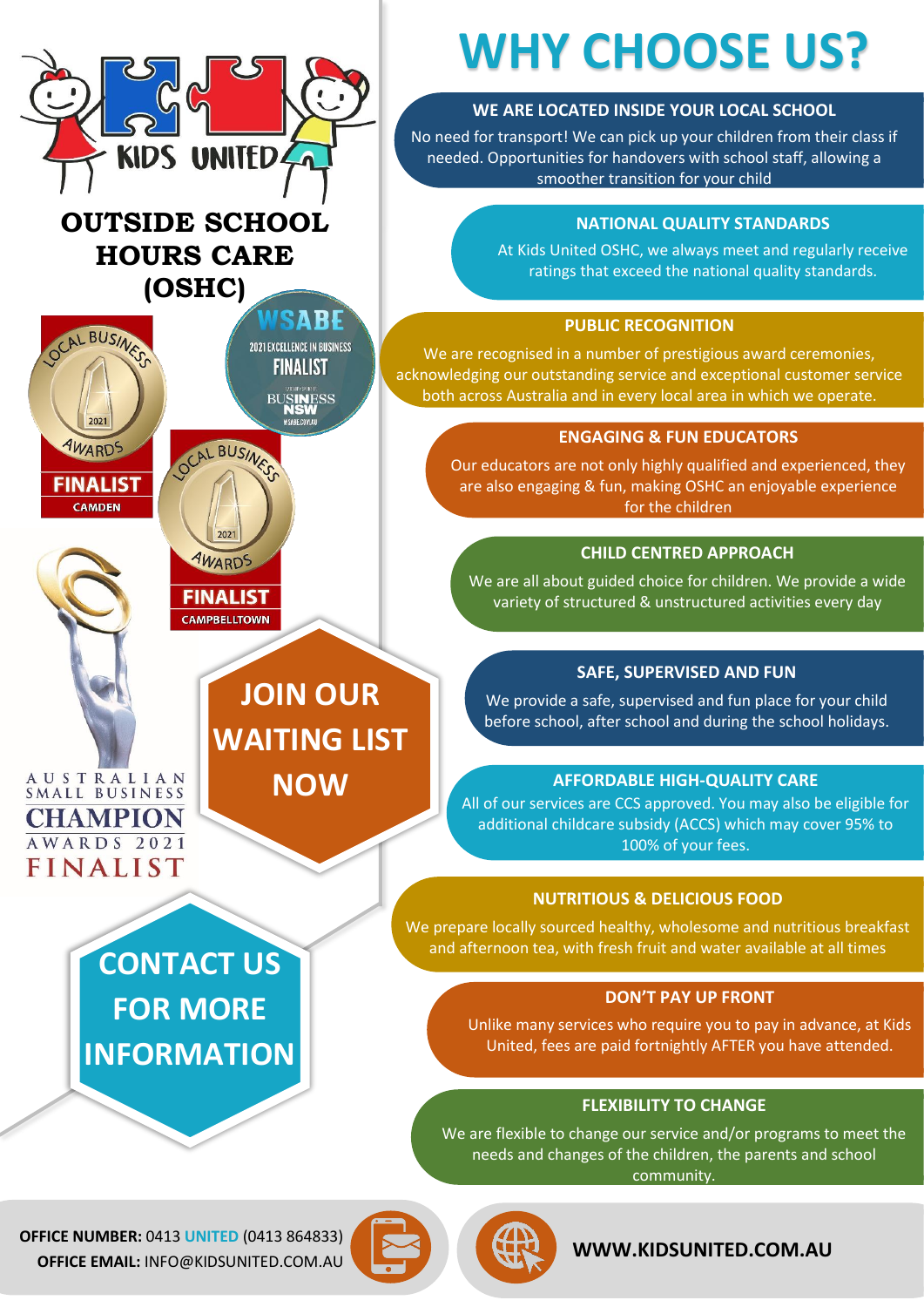KIDS UNITED

# OUTSIDE SCHOOL HOURS CARE (OSHC)

LOCAL BUSINESS AWARDS 2021 FINALIST CAMDEN

WSABE 2021 EXCELLENCE IN BUSINESS FINALIST BUSINESS NSW WSABE.COM.AU

LOCAL BUSINESS AWARDS 2021 FINALIST CAMPBELLTOWN

AUSTRALIAN SMALL BUSINESS CHAMPION AWARDS 2021 FINALIST

**JOIN OUR WAITING LIST NOW**

**CONTACT US FOR MORE INFORMATION**

# WHY CHOOSE US?

### WE ARE LOCATED INSIDE YOUR LOCAL SCHOOL

No need for transport! We can pick up your children from their class if needed. Opportunities for handovers with school staff, allowing a smoother transition for your child

### NATIONAL QUALITY STANDARDS

At Kids United OSHC, we always meet and regularly receive ratings that exceed the national quality standards.

### PUBLIC RECOGNITION

We are recognised in a number of prestigious award ceremonies, acknowledging our outstanding service and exceptional customer service both across Australia and in every local area in which we operate.

### ENGAGING & FUN EDUCATORS

Our educators are not only highly qualified and experienced, they are also engaging & fun, making OSHC an enjoyable experience for the children

### CHILD CENTRED APPROACH

We are all about guided choice for children. We provide a wide variety of structured & unstructured activities every day

### SAFE, SUPERVISED AND FUN

We provide a safe, supervised and fun place for your child before school, after school and during the school holidays.

### AFFORDABLE HIGH-QUALITY CARE

All of our services are CCS approved. You may also be eligible for additional childcare subsidy (ACCS) which may cover 95% to 100% of your fees.

### NUTRITIOUS & DELICIOUS FOOD

We prepare locally sourced healthy, wholesome and nutritious breakfast and afternoon tea, with fresh fruit and water available at all times

### DON'T PAY UP FRONT

Unlike many services who require you to pay in advance, at Kids United, fees are paid fortnightly AFTER you have attended.

### FLEXIBILITY TO CHANGE

We are flexible to change our service and/or programs to meet the needs and changes of the children, the parents and school community.

**OFFICE NUMBER:** 0413 UNITED (0413 864833)
**OFFICE EMAIL:** INFO@KIDSUNITED.COM.AU

**WWW.KIDSUNITED.COM.AU**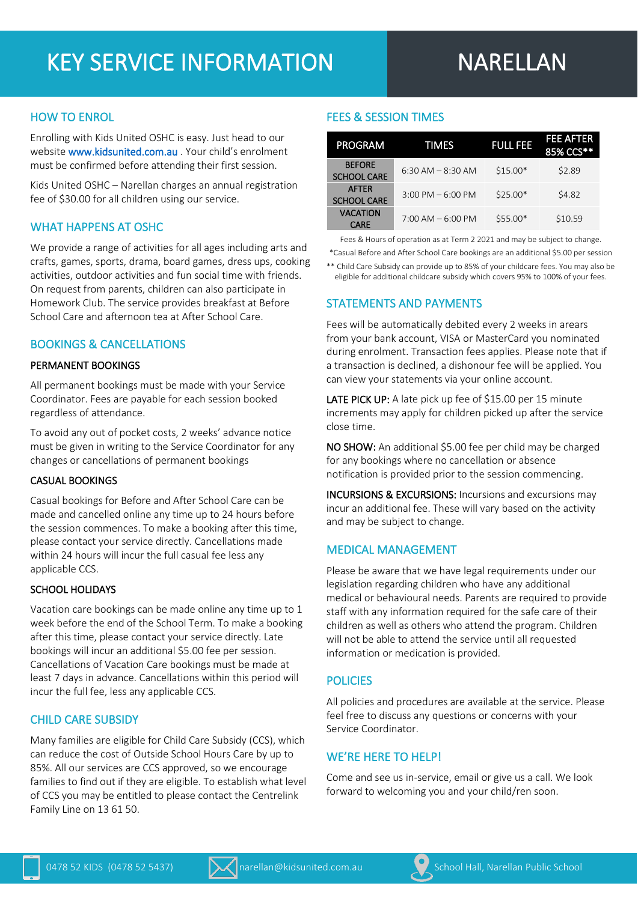# KEY SERVICE INFORMATION

# NARELLAN

## HOW TO ENROL

Enrolling with Kids United OSHC is easy. Just head to our website www.kidsunited.com.au . Your child's enrolment must be confirmed before attending their first session.

Kids United OSHC – Narellan charges an annual registration fee of $30.00 for all children using our service.

## WHAT HAPPENS AT OSHC

We provide a range of activities for all ages including arts and crafts, games, sports, drama, board games, dress ups, cooking activities, outdoor activities and fun social time with friends. On request from parents, children can also participate in Homework Club. The service provides breakfast at Before School Care and afternoon tea at After School Care.

## BOOKINGS & CANCELLATIONS

### PERMANENT BOOKINGS

All permanent bookings must be made with your Service Coordinator. Fees are payable for each session booked regardless of attendance.

To avoid any out of pocket costs, 2 weeks' advance notice must be given in writing to the Service Coordinator for any changes or cancellations of permanent bookings

### CASUAL BOOKINGS

Casual bookings for Before and After School Care can be made and cancelled online any time up to 24 hours before the session commences. To make a booking after this time, please contact your service directly. Cancellations made within 24 hours will incur the full casual fee less any applicable CCS.

### SCHOOL HOLIDAYS

Vacation care bookings can be made online any time up to 1 week before the end of the School Term. To make a booking after this time, please contact your service directly. Late bookings will incur an additional $5.00 fee per session. Cancellations of Vacation Care bookings must be made at least 7 days in advance. Cancellations within this period will incur the full fee, less any applicable CCS.

## CHILD CARE SUBSIDY

Many families are eligible for Child Care Subsidy (CCS), which can reduce the cost of Outside School Hours Care by up to 85%. All our services are CCS approved, so we encourage families to find out if they are eligible. To establish what level of CCS you may be entitled to please contact the Centrelink Family Line on 13 61 50.

## FEES & SESSION TIMES

| PROGRAM | TIMES | FULL FEE | FEE AFTER 85% CCS** |
|---|---|---|---|
| BEFORE SCHOOL CARE | 6:30 AM – 8:30 AM | $15.00* | $2.89 |
| AFTER SCHOOL CARE | 3:00 PM – 6:00 PM | $25.00* | $4.82 |
| VACATION CARE | 7:00 AM – 6:00 PM | $55.00* | $10.59 |

Fees & Hours of operation as at Term 2 2021 and may be subject to change.

*Casual Before and After School Care bookings are an additional $5.00 per session

** Child Care Subsidy can provide up to 85% of your childcare fees. You may also be eligible for additional childcare subsidy which covers 95% to 100% of your fees.

## STATEMENTS AND PAYMENTS

Fees will be automatically debited every 2 weeks in arears from your bank account, VISA or MasterCard you nominated during enrolment. Transaction fees applies. Please note that if a transaction is declined, a dishonour fee will be applied. You can view your statements via your online account.

**LATE PICK UP:** A late pick up fee of $15.00 per 15 minute increments may apply for children picked up after the service close time.

**NO SHOW:** An additional $5.00 fee per child may be charged for any bookings where no cancellation or absence notification is provided prior to the session commencing.

**INCURSIONS & EXCURSIONS:** Incursions and excursions may incur an additional fee. These will vary based on the activity and may be subject to change.

## MEDICAL MANAGEMENT

Please be aware that we have legal requirements under our legislation regarding children who have any additional medical or behavioural needs. Parents are required to provide staff with any information required for the safe care of their children as well as others who attend the program. Children will not be able to attend the service until all requested information or medication is provided.

## POLICIES

All policies and procedures are available at the service. Please feel free to discuss any questions or concerns with your Service Coordinator.

## WE'RE HERE TO HELP!

Come and see us in-service, email or give us a call. We look forward to welcoming you and your child/ren soon.

0478 52 KIDS (0478 52 5437) | narellan@kidsunited.com.au | School Hall, Narellan Public School